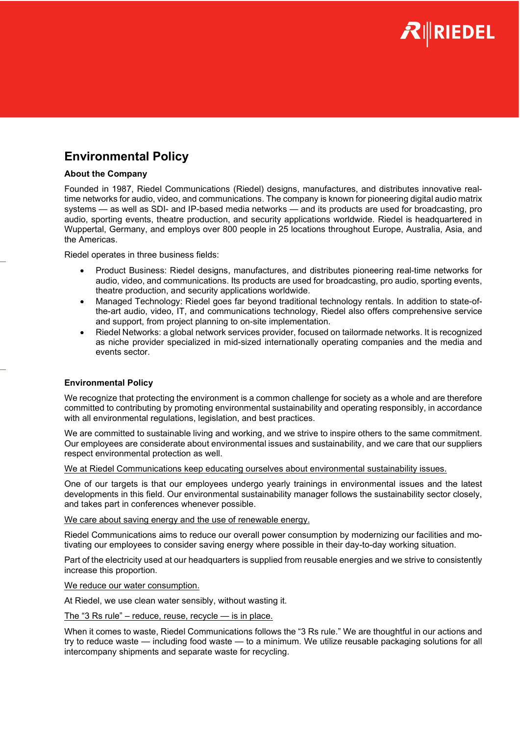# Environmental Policy

**About the Company**

Founded in 1987, Riedel Communications (Riedel) designs, manufactures, and distributes innovative real-time networks for audio, video, and communications. The company is known for pioneering digital audio matrix systems — as well as SDI- and IP-based media networks — and its products are used for broadcasting, pro audio, sporting events, theatre production, and security applications worldwide. Riedel is headquartered in Wuppertal, Germany, and employs over 800 people in 25 locations throughout Europe, Australia, Asia, and the Americas.

Riedel operates in three business fields:

- Product Business: Riedel designs, manufactures, and distributes pioneering real-time networks for audio, video, and communications. Its products are used for broadcasting, pro audio, sporting events, theatre production, and security applications worldwide.
- Managed Technology: Riedel goes far beyond traditional technology rentals. In addition to state-of-the-art audio, video, IT, and communications technology, Riedel also offers comprehensive service and support, from project planning to on-site implementation.
- Riedel Networks: a global network services provider, focused on tailormade networks. It is recognized as niche provider specialized in mid-sized internationally operating companies and the media and events sector.

**Environmental Policy**

We recognize that protecting the environment is a common challenge for society as a whole and are therefore committed to contributing by promoting environmental sustainability and operating responsibly, in accordance with all environmental regulations, legislation, and best practices.

We are committed to sustainable living and working, and we strive to inspire others to the same commitment. Our employees are considerate about environmental issues and sustainability, and we care that our suppliers respect environmental protection as well.

<u>We at Riedel Communications keep educating ourselves about environmental sustainability issues.</u>

One of our targets is that our employees undergo yearly trainings in environmental issues and the latest developments in this field. Our environmental sustainability manager follows the sustainability sector closely, and takes part in conferences whenever possible.

<u>We care about saving energy and the use of renewable energy.</u>

Riedel Communications aims to reduce our overall power consumption by modernizing our facilities and motivating our employees to consider saving energy where possible in their day-to-day working situation.

Part of the electricity used at our headquarters is supplied from reusable energies and we strive to consistently increase this proportion.

<u>We reduce our water consumption.</u>

At Riedel, we use clean water sensibly, without wasting it.

<u>The “3 Rs rule” – reduce, reuse, recycle — is in place.</u>

When it comes to waste, Riedel Communications follows the “3 Rs rule.” We are thoughtful in our actions and try to reduce waste — including food waste — to a minimum. We utilize reusable packaging solutions for all intercompany shipments and separate waste for recycling.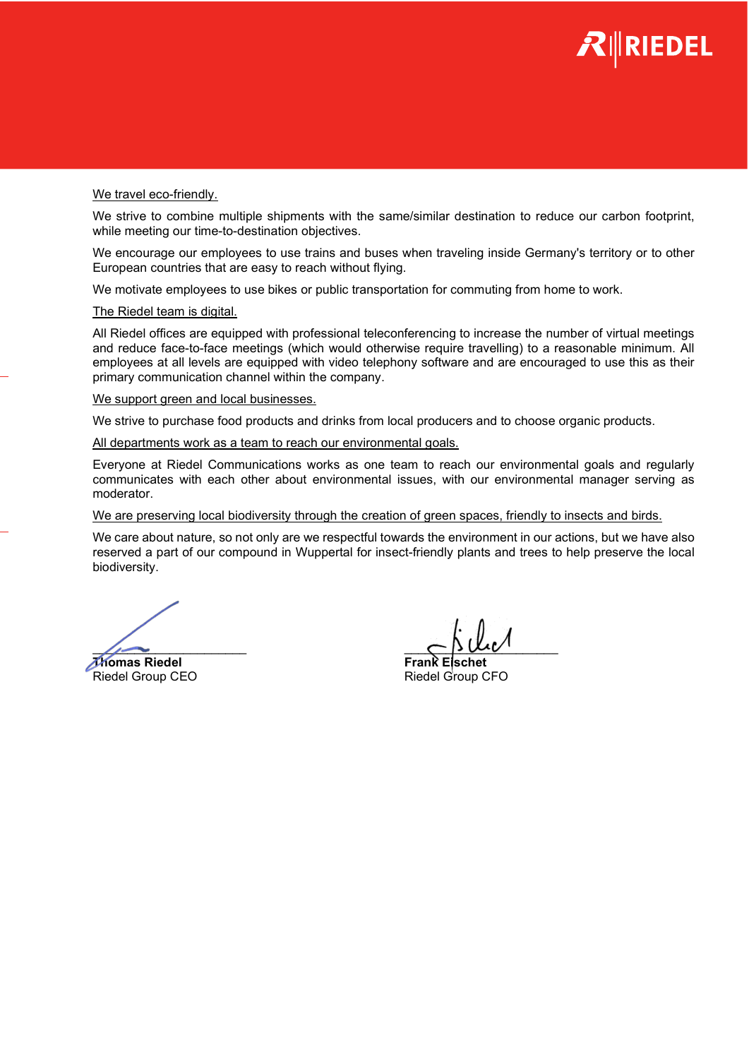We travel eco-friendly.

We strive to combine multiple shipments with the same/similar destination to reduce our carbon footprint, while meeting our time-to-destination objectives.

We encourage our employees to use trains and buses when traveling inside Germany's territory or to other European countries that are easy to reach without flying.

We motivate employees to use bikes or public transportation for commuting from home to work.

The Riedel team is digital.

All Riedel offices are equipped with professional teleconferencing to increase the number of virtual meetings and reduce face-to-face meetings (which would otherwise require travelling) to a reasonable minimum. All employees at all levels are equipped with video telephony software and are encouraged to use this as their primary communication channel within the company.

We support green and local businesses.

We strive to purchase food products and drinks from local producers and to choose organic products.

All departments work as a team to reach our environmental goals.

Everyone at Riedel Communications works as one team to reach our environmental goals and regularly communicates with each other about environmental issues, with our environmental manager serving as moderator.

We are preserving local biodiversity through the creation of green spaces, friendly to insects and birds.

We care about nature, so not only are we respectful towards the environment in our actions, but we have also reserved a part of our compound in Wuppertal for insect-friendly plants and trees to help preserve the local biodiversity.

**Thomas Riedel**
Riedel Group CEO

**Frank Eischet**
Riedel Group CFO